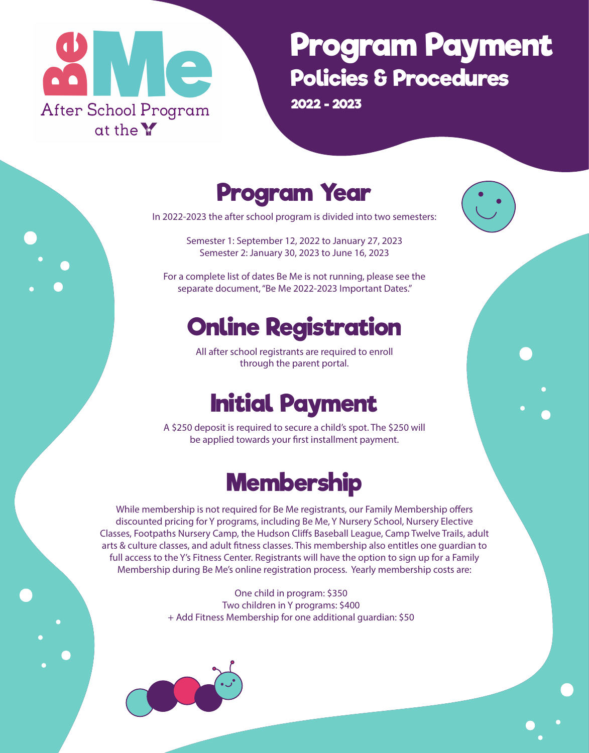Be Me

After School Program at the Y

# Program Payment

## Policies & Procedures

**2022 - 2023**

## Program Year

In 2022-2023 the after school program is divided into two semesters:

Semester 1: September 12, 2022 to January 27, 2023
Semester 2: January 30, 2023 to June 16, 2023

For a complete list of dates Be Me is not running, please see the separate document, "Be Me 2022-2023 Important Dates."

## Online Registration

All after school registrants are required to enroll through the parent portal.

## Initial Payment

A $250 deposit is required to secure a child's spot. The $250 will be applied towards your first installment payment.

## Membership

While membership is not required for Be Me registrants, our Family Membership offers discounted pricing for Y programs, including Be Me, Y Nursery School, Nursery Elective Classes, Footpaths Nursery Camp, the Hudson Cliffs Baseball League, Camp Twelve Trails, adult arts & culture classes, and adult fitness classes. This membership also entitles one guardian to full access to the Y's Fitness Center. Registrants will have the option to sign up for a Family Membership during Be Me's online registration process. Yearly membership costs are:

One child in program: $350
Two children in Y programs: $400
+ Add Fitness Membership for one additional guardian: $50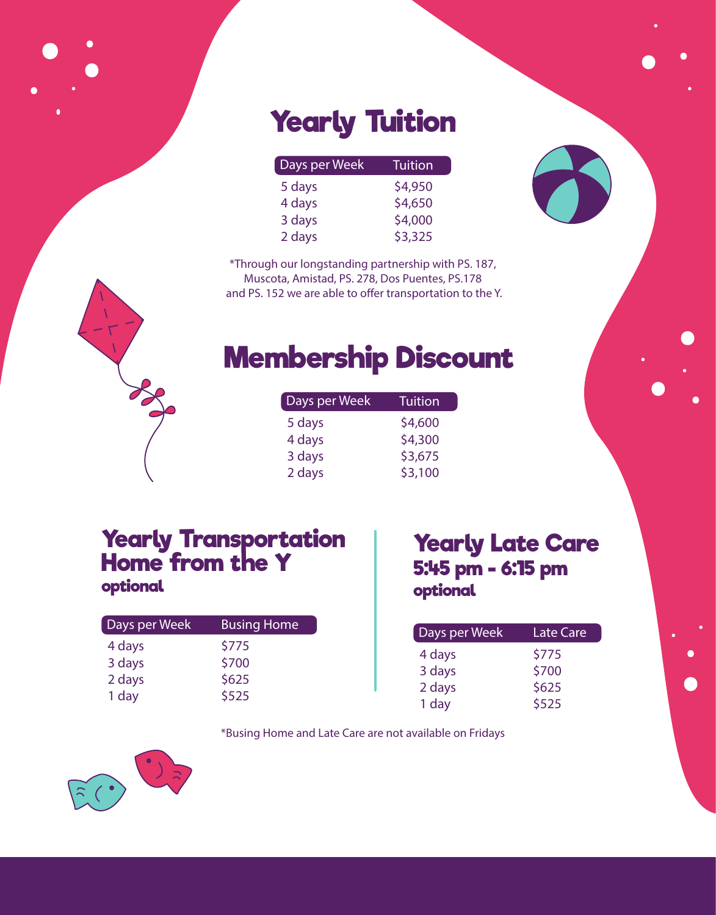# Yearly Tuition

| Days per Week | Tuition |
|---|---|
| 5 days | $4,950 |
| 4 days | $4,650 |
| 3 days | $4,000 |
| 2 days | $3,325 |

*Through our longstanding partnership with PS. 187, Muscota, Amistad, PS. 278, Dos Puentes, PS.178 and PS. 152 we are able to offer transportation to the Y.

# Membership Discount

| Days per Week | Tuition |
|---|---|
| 5 days | $4,600 |
| 4 days | $4,300 |
| 3 days | $3,675 |
| 2 days | $3,100 |

## Yearly Transportation Home from the Y

### optional

| Days per Week | Busing Home |
|---|---|
| 4 days | $775 |
| 3 days | $700 |
| 2 days | $625 |
| 1 day | $525 |

## Yearly Late Care 5:45 pm - 6:15 pm

### optional

| Days per Week | Late Care |
|---|---|
| 4 days | $775 |
| 3 days | $700 |
| 2 days | $625 |
| 1 day | $525 |

*Busing Home and Late Care are not available on Fridays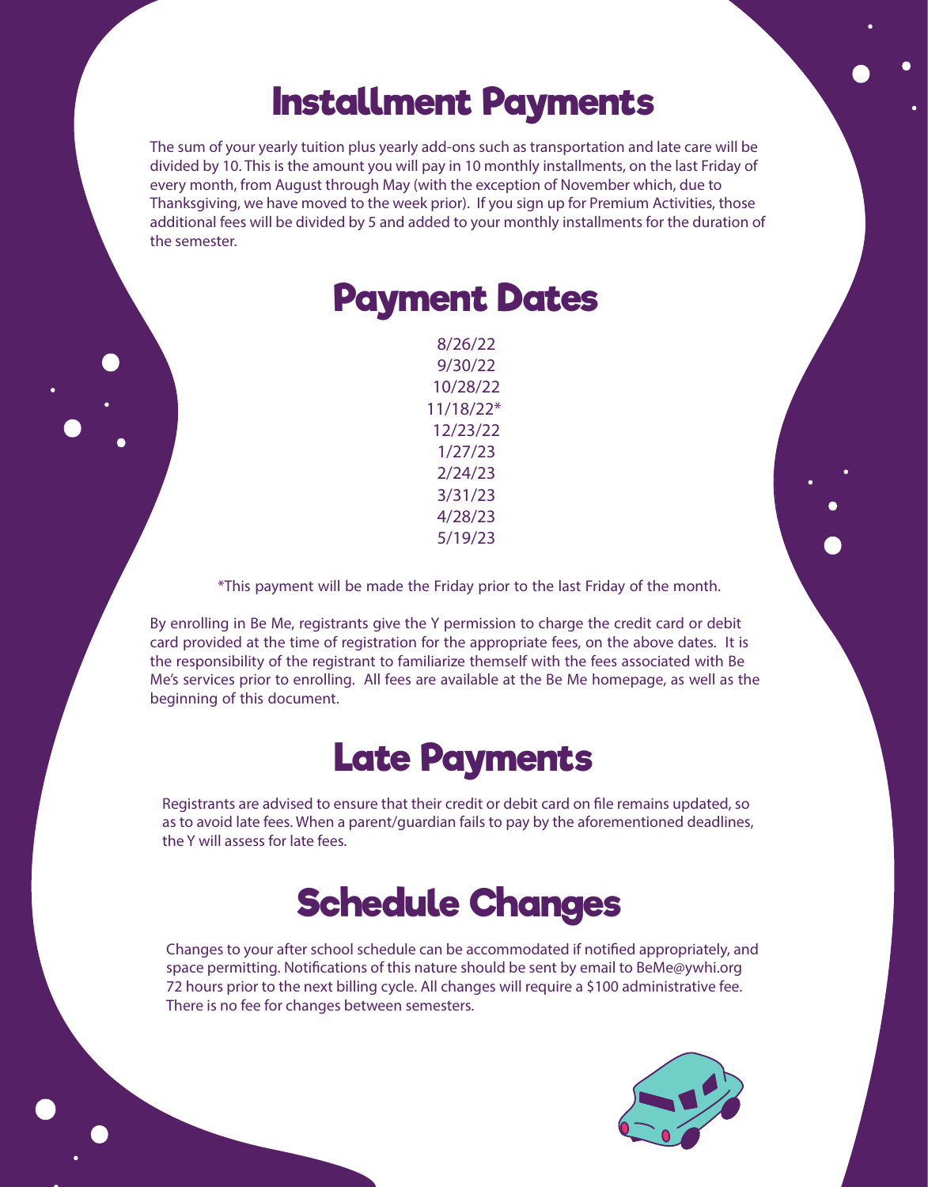# Installment Payments

The sum of your yearly tuition plus yearly add-ons such as transportation and late care will be divided by 10. This is the amount you will pay in 10 monthly installments, on the last Friday of every month, from August through May (with the exception of November which, due to Thanksgiving, we have moved to the week prior). If you sign up for Premium Activities, those additional fees will be divided by 5 and added to your monthly installments for the duration of the semester.

# Payment Dates

8/26/22
9/30/22
10/28/22
11/18/22*
12/23/22
1/27/23
2/24/23
3/31/23
4/28/23
5/19/23

*This payment will be made the Friday prior to the last Friday of the month.

By enrolling in Be Me, registrants give the Y permission to charge the credit card or debit card provided at the time of registration for the appropriate fees, on the above dates. It is the responsibility of the registrant to familiarize themself with the fees associated with Be Me's services prior to enrolling. All fees are available at the Be Me homepage, as well as the beginning of this document.

# Late Payments

Registrants are advised to ensure that their credit or debit card on file remains updated, so as to avoid late fees. When a parent/guardian fails to pay by the aforementioned deadlines, the Y will assess for late fees.

# Schedule Changes

Changes to your after school schedule can be accommodated if notified appropriately, and space permitting. Notifications of this nature should be sent by email to BeMe@ywhi.org 72 hours prior to the next billing cycle. All changes will require a $100 administrative fee. There is no fee for changes between semesters.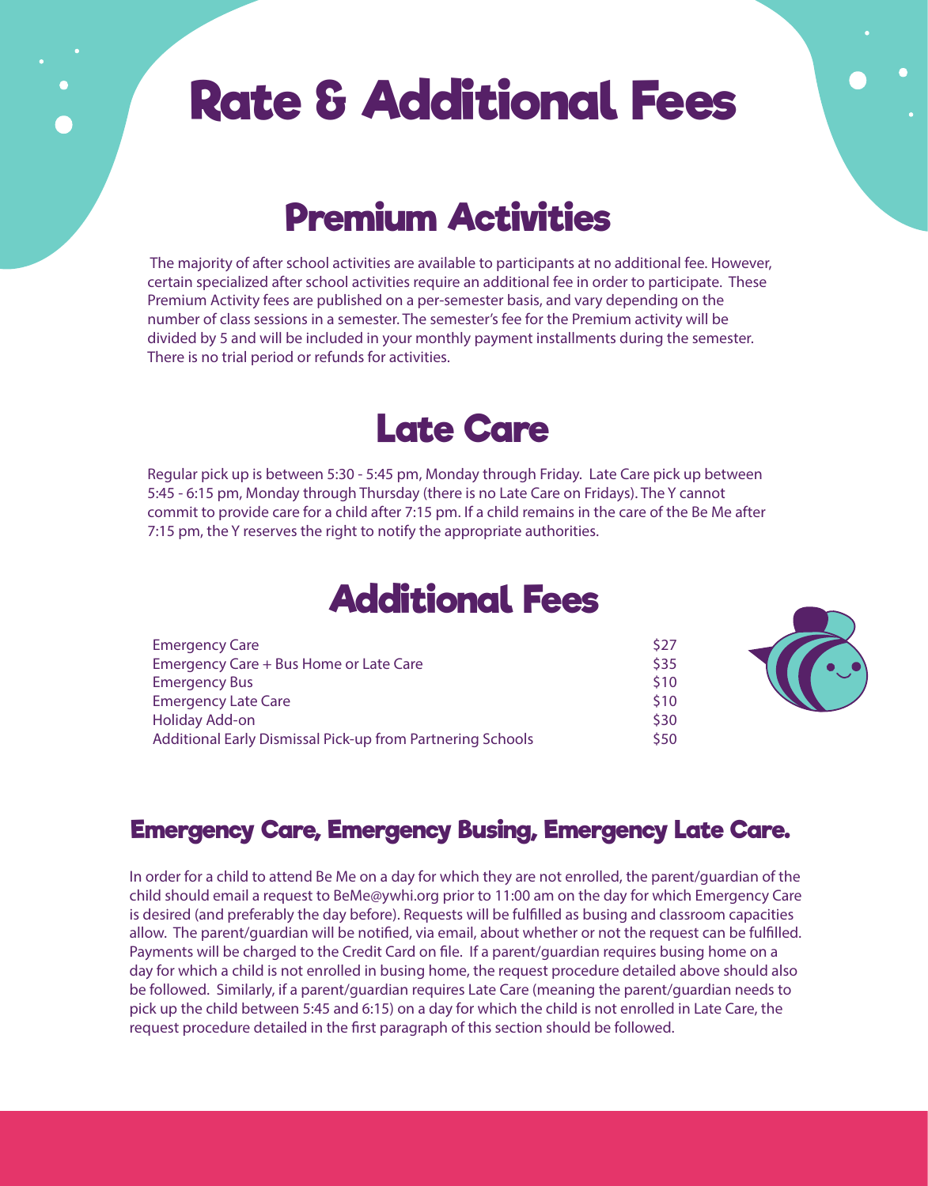# Rate & Additional Fees

## Premium Activities

The majority of after school activities are available to participants at no additional fee. However, certain specialized after school activities require an additional fee in order to participate. These Premium Activity fees are published on a per-semester basis, and vary depending on the number of class sessions in a semester. The semester's fee for the Premium activity will be divided by 5 and will be included in your monthly payment installments during the semester. There is no trial period or refunds for activities.

## Late Care

Regular pick up is between 5:30 - 5:45 pm, Monday through Friday. Late Care pick up between 5:45 - 6:15 pm, Monday through Thursday (there is no Late Care on Fridays). The Y cannot commit to provide care for a child after 7:15 pm. If a child remains in the care of the Be Me after 7:15 pm, the Y reserves the right to notify the appropriate authorities.

## Additional Fees

| Fee | Amount |
|---|---|
| Emergency Care | $27 |
| Emergency Care + Bus Home or Late Care | $35 |
| Emergency Bus | $10 |
| Emergency Late Care | $10 |
| Holiday Add-on | $30 |
| Additional Early Dismissal Pick-up from Partnering Schools | $50 |

### Emergency Care, Emergency Busing, Emergency Late Care.

In order for a child to attend Be Me on a day for which they are not enrolled, the parent/guardian of the child should email a request to BeMe@ywhi.org prior to 11:00 am on the day for which Emergency Care is desired (and preferably the day before). Requests will be fulfilled as busing and classroom capacities allow. The parent/guardian will be notified, via email, about whether or not the request can be fulfilled. Payments will be charged to the Credit Card on file. If a parent/guardian requires busing home on a day for which a child is not enrolled in busing home, the request procedure detailed above should also be followed. Similarly, if a parent/guardian requires Late Care (meaning the parent/guardian needs to pick up the child between 5:45 and 6:15) on a day for which the child is not enrolled in Late Care, the request procedure detailed in the first paragraph of this section should be followed.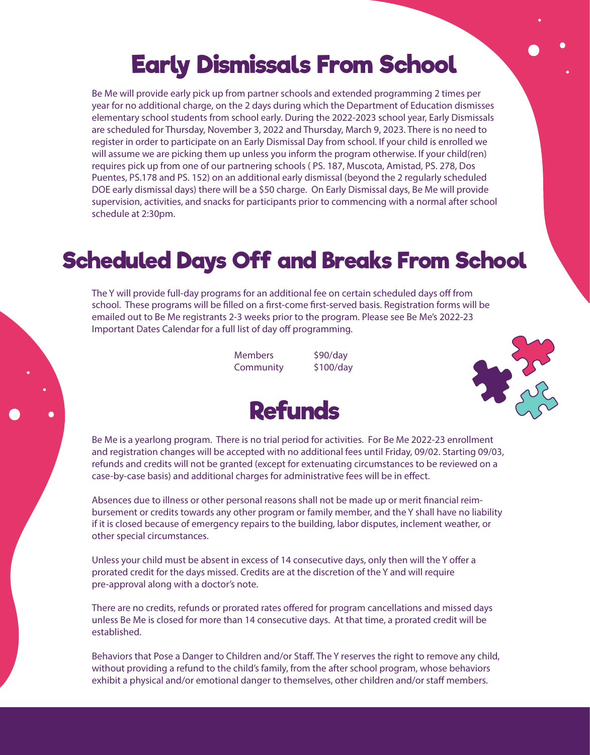# Early Dismissals From School

Be Me will provide early pick up from partner schools and extended programming 2 times per year for no additional charge, on the 2 days during which the Department of Education dismisses elementary school students from school early. During the 2022-2023 school year, Early Dismissals are scheduled for Thursday, November 3, 2022 and Thursday, March 9, 2023. There is no need to register in order to participate on an Early Dismissal Day from school. If your child is enrolled we will assume we are picking them up unless you inform the program otherwise. If your child(ren) requires pick up from one of our partnering schools ( PS. 187, Muscota, Amistad, PS. 278, Dos Puentes, PS.178 and PS. 152) on an additional early dismissal (beyond the 2 regularly scheduled DOE early dismissal days) there will be a $50 charge. On Early Dismissal days, Be Me will provide supervision, activities, and snacks for participants prior to commencing with a normal after school schedule at 2:30pm.

# Scheduled Days Off and Breaks From School

The Y will provide full-day programs for an additional fee on certain scheduled days off from school. These programs will be filled on a first-come first-served basis. Registration forms will be emailed out to Be Me registrants 2-3 weeks prior to the program. Please see Be Me's 2022-23 Important Dates Calendar for a full list of day off programming.

| | |
|---|---|
| Members | $90/day |
| Community | $100/day |

# Refunds

Be Me is a yearlong program. There is no trial period for activities. For Be Me 2022-23 enrollment and registration changes will be accepted with no additional fees until Friday, 09/02. Starting 09/03, refunds and credits will not be granted (except for extenuating circumstances to be reviewed on a case-by-case basis) and additional charges for administrative fees will be in effect.

Absences due to illness or other personal reasons shall not be made up or merit financial reimbursement or credits towards any other program or family member, and the Y shall have no liability if it is closed because of emergency repairs to the building, labor disputes, inclement weather, or other special circumstances.

Unless your child must be absent in excess of 14 consecutive days, only then will the Y offer a prorated credit for the days missed. Credits are at the discretion of the Y and will require pre-approval along with a doctor's note.

There are no credits, refunds or prorated rates offered for program cancellations and missed days unless Be Me is closed for more than 14 consecutive days. At that time, a prorated credit will be established.

Behaviors that Pose a Danger to Children and/or Staff. The Y reserves the right to remove any child, without providing a refund to the child's family, from the after school program, whose behaviors exhibit a physical and/or emotional danger to themselves, other children and/or staff members.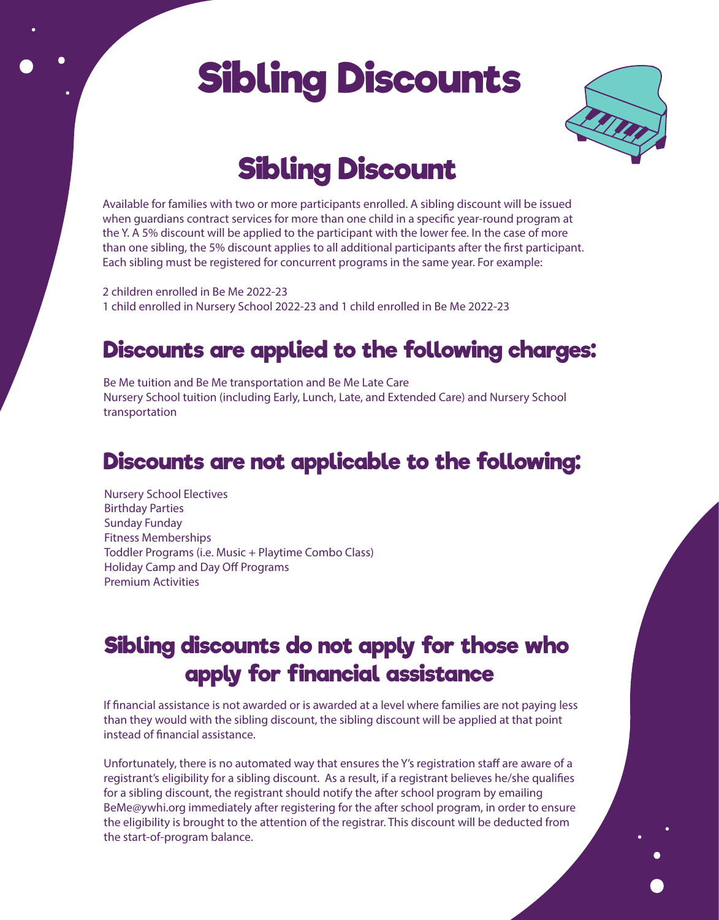# Sibling Discounts

## Sibling Discount

Available for families with two or more participants enrolled. A sibling discount will be issued when guardians contract services for more than one child in a specific year-round program at the Y. A 5% discount will be applied to the participant with the lower fee. In the case of more than one sibling, the 5% discount applies to all additional participants after the first participant. Each sibling must be registered for concurrent programs in the same year. For example:

2 children enrolled in Be Me 2022-23
1 child enrolled in Nursery School 2022-23 and 1 child enrolled in Be Me 2022-23

### Discounts are applied to the following charges:

Be Me tuition and Be Me transportation and Be Me Late Care
Nursery School tuition (including Early, Lunch, Late, and Extended Care) and Nursery School transportation

### Discounts are not applicable to the following:

Nursery School Electives
Birthday Parties
Sunday Funday
Fitness Memberships
Toddler Programs (i.e. Music + Playtime Combo Class)
Holiday Camp and Day Off Programs
Premium Activities

### Sibling discounts do not apply for those who apply for financial assistance

If financial assistance is not awarded or is awarded at a level where families are not paying less than they would with the sibling discount, the sibling discount will be applied at that point instead of financial assistance.

Unfortunately, there is no automated way that ensures the Y's registration staff are aware of a registrant's eligibility for a sibling discount. As a result, if a registrant believes he/she qualifies for a sibling discount, the registrant should notify the after school program by emailing BeMe@ywhi.org immediately after registering for the after school program, in order to ensure the eligibility is brought to the attention of the registrar. This discount will be deducted from the start-of-program balance.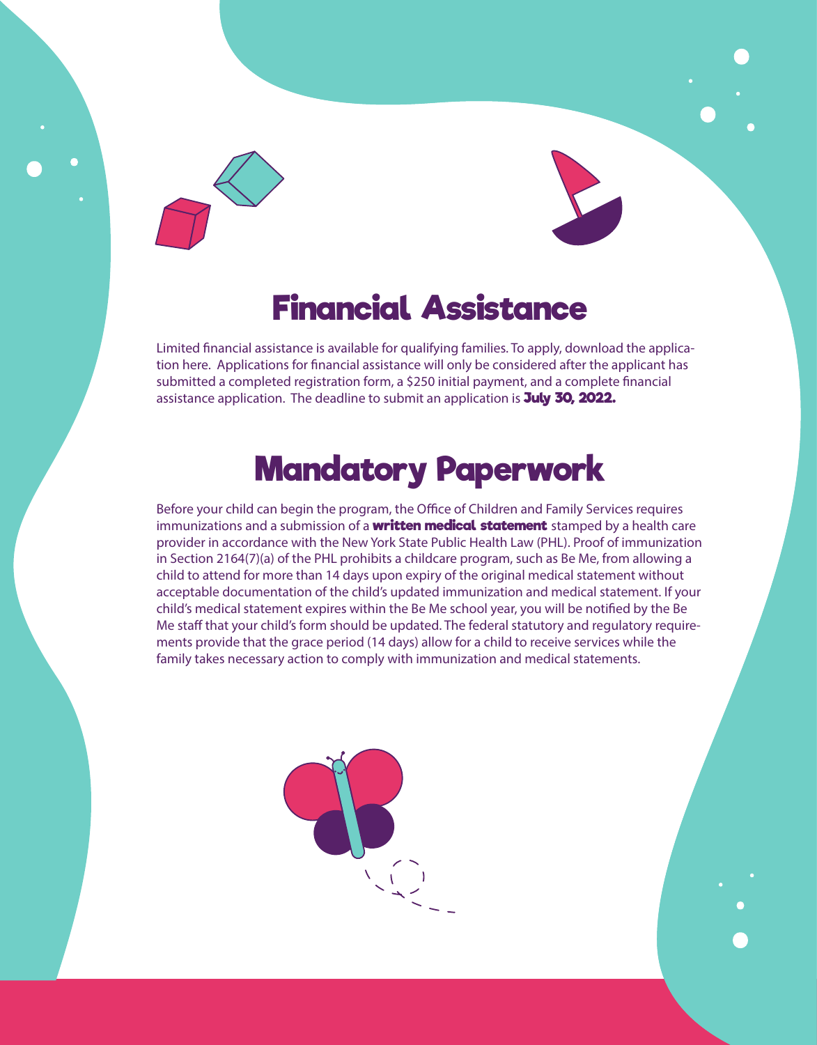# Financial Assistance

Limited financial assistance is available for qualifying families. To apply, download the application here. Applications for financial assistance will only be considered after the applicant has submitted a completed registration form, a $250 initial payment, and a complete financial assistance application. The deadline to submit an application is **July 30, 2022.**

# Mandatory Paperwork

Before your child can begin the program, the Office of Children and Family Services requires immunizations and a submission of a **written medical statement** stamped by a health care provider in accordance with the New York State Public Health Law (PHL). Proof of immunization in Section 2164(7)(a) of the PHL prohibits a childcare program, such as Be Me, from allowing a child to attend for more than 14 days upon expiry of the original medical statement without acceptable documentation of the child's updated immunization and medical statement. If your child's medical statement expires within the Be Me school year, you will be notified by the Be Me staff that your child's form should be updated. The federal statutory and regulatory requirements provide that the grace period (14 days) allow for a child to receive services while the family takes necessary action to comply with immunization and medical statements.